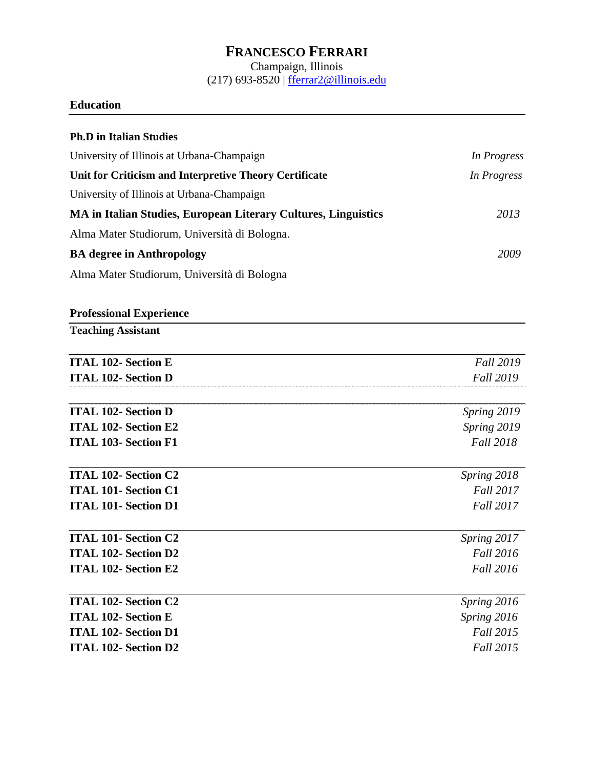# FRANCESCO FERRARI

Champaign, Illinois
(217) 693-8520 | fferrar2@illinois.edu

## Education

**Ph.D in Italian Studies**

University of Illinois at Urbana-Champaign — *In Progress*

**Unit for Criticism and Interpretive Theory Certificate** — *In Progress*

University of Illinois at Urbana-Champaign

**MA in Italian Studies, European Literary Cultures, Linguistics** — *2013*

Alma Mater Studiorum, Università di Bologna.

**BA degree in Anthropology** — *2009*

Alma Mater Studiorum, Università di Bologna

## Professional Experience

**Teaching Assistant**

| | |
|---|---|
| **ITAL 102- Section E** | *Fall 2019* |
| **ITAL 102- Section D** | *Fall 2019* |
| **ITAL 102- Section D** | *Spring 2019* |
| **ITAL 102- Section E2** | *Spring 2019* |
| **ITAL 103- Section F1** | *Fall 2018* |
| **ITAL 102- Section C2** | *Spring 2018* |
| **ITAL 101- Section C1** | *Fall 2017* |
| **ITAL 101- Section D1** | *Fall 2017* |
| **ITAL 101- Section C2** | *Spring 2017* |
| **ITAL 102- Section D2** | *Fall 2016* |
| **ITAL 102- Section E2** | *Fall 2016* |
| **ITAL 102- Section C2** | *Spring 2016* |
| **ITAL 102- Section E** | *Spring 2016* |
| **ITAL 102- Section D1** | *Fall 2015* |
| **ITAL 102- Section D2** | *Fall 2015* |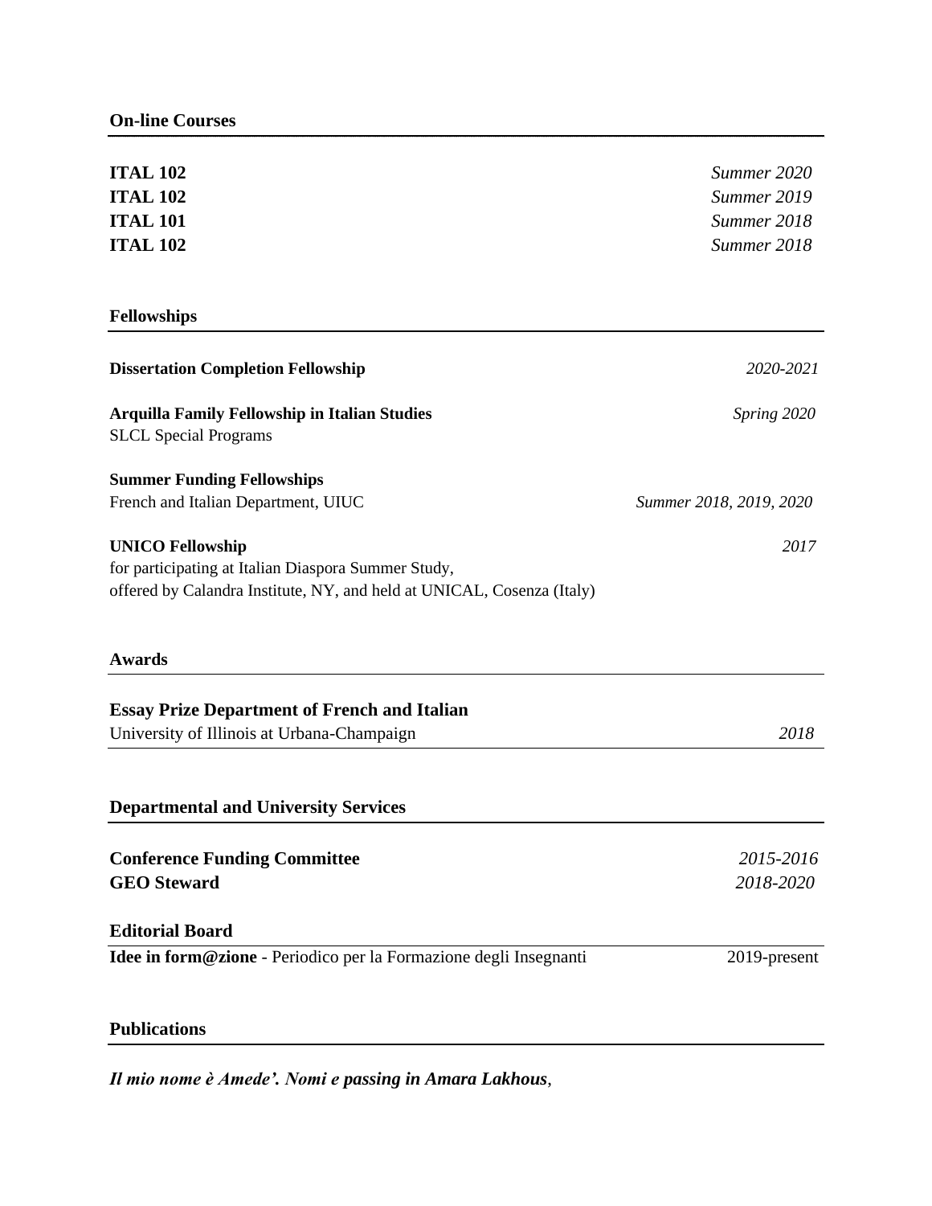## On-line Courses

**ITAL 102** *Summer 2020*
**ITAL 102** *Summer 2019*
**ITAL 101** *Summer 2018*
**ITAL 102** *Summer 2018*

## Fellowships

**Dissertation Completion Fellowship** *2020-2021*

**Arquilla Family Fellowship in Italian Studies** *Spring 2020*
SLCL Special Programs

**Summer Funding Fellowships**
French and Italian Department, UIUC *Summer 2018, 2019, 2020*

**UNICO Fellowship** *2017*
for participating at Italian Diaspora Summer Study,
offered by Calandra Institute, NY, and held at UNICAL, Cosenza (Italy)

## Awards

**Essay Prize Department of French and Italian**
University of Illinois at Urbana-Champaign *2018*

## Departmental and University Services

**Conference Funding Committee** *2015-2016*
**GEO Steward** *2018-2020*

### Editorial Board

**Idee in form@zione** - Periodico per la Formazione degli Insegnanti 2019-present

## Publications

***Il mio nome è Amede'. Nomi e passing in Amara Lakhous***,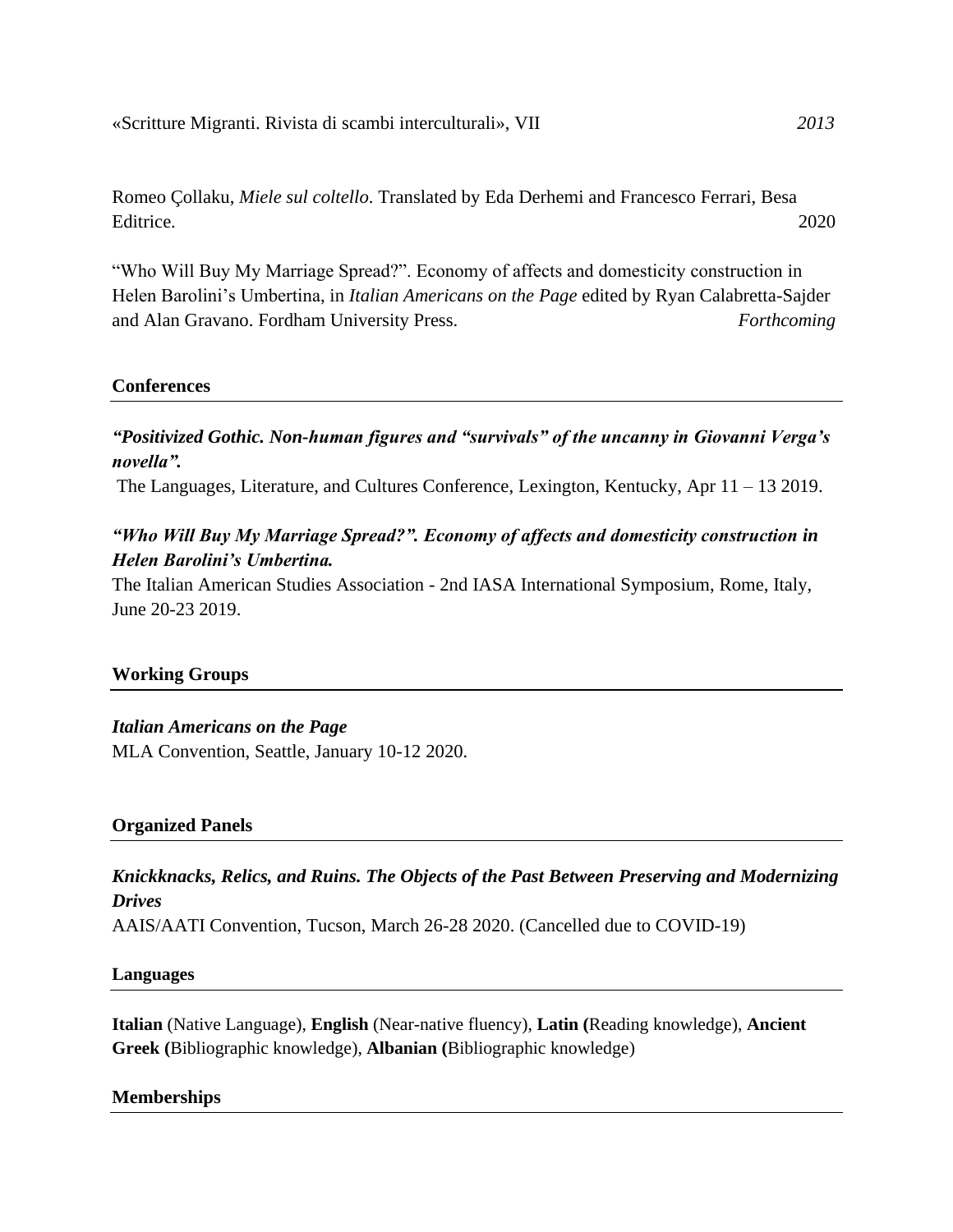«Scritture Migranti. Rivista di scambi interculturali», VII *2013*

Romeo Çollaku, *Miele sul coltello*. Translated by Eda Derhemi and Francesco Ferrari, Besa Editrice. 2020

“Who Will Buy My Marriage Spread?”. Economy of affects and domesticity construction in Helen Barolini’s Umbertina, in *Italian Americans on the Page* edited by Ryan Calabretta-Sajder and Alan Gravano. Fordham University Press. *Forthcoming*

## Conferences

***“Positivized Gothic. Non-human figures and “survivals” of the uncanny in Giovanni Verga’s novella”.***
The Languages, Literature, and Cultures Conference, Lexington, Kentucky, Apr 11 – 13 2019.

***“Who Will Buy My Marriage Spread?”. Economy of affects and domesticity construction in Helen Barolini’s Umbertina.***
The Italian American Studies Association - 2nd IASA International Symposium, Rome, Italy, June 20-23 2019.

## Working Groups

***Italian Americans on the Page***
MLA Convention, Seattle, January 10-12 2020.

## Organized Panels

***Knickknacks, Relics, and Ruins. The Objects of the Past Between Preserving and Modernizing Drives***
AAIS/AATI Convention, Tucson, March 26-28 2020. (Cancelled due to COVID-19)

## Languages

**Italian** (Native Language), **English** (Near-native fluency), **Latin (**Reading knowledge), **Ancient Greek (**Bibliographic knowledge), **Albanian (**Bibliographic knowledge)

## Memberships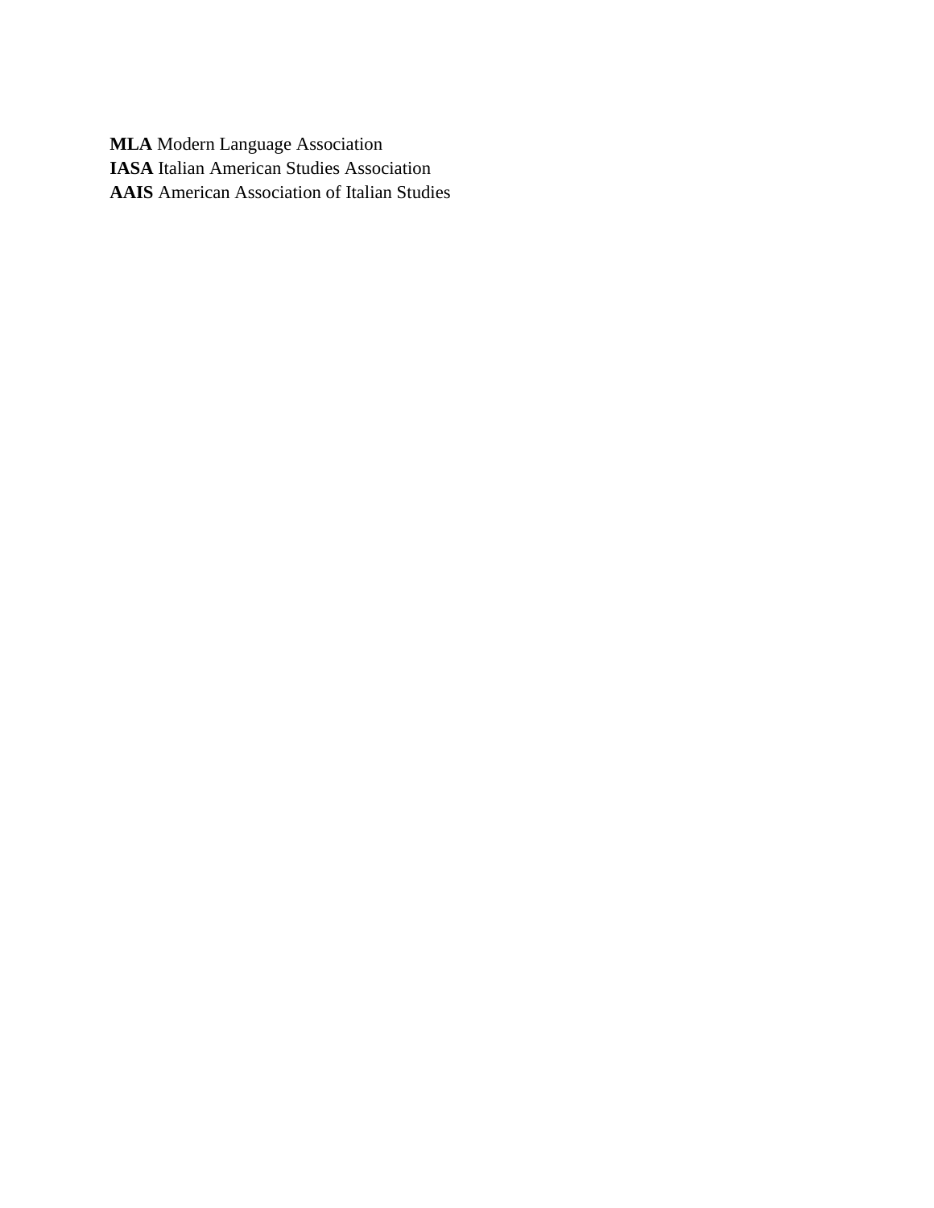**MLA** Modern Language Association
**IASA** Italian American Studies Association
**AAIS** American Association of Italian Studies